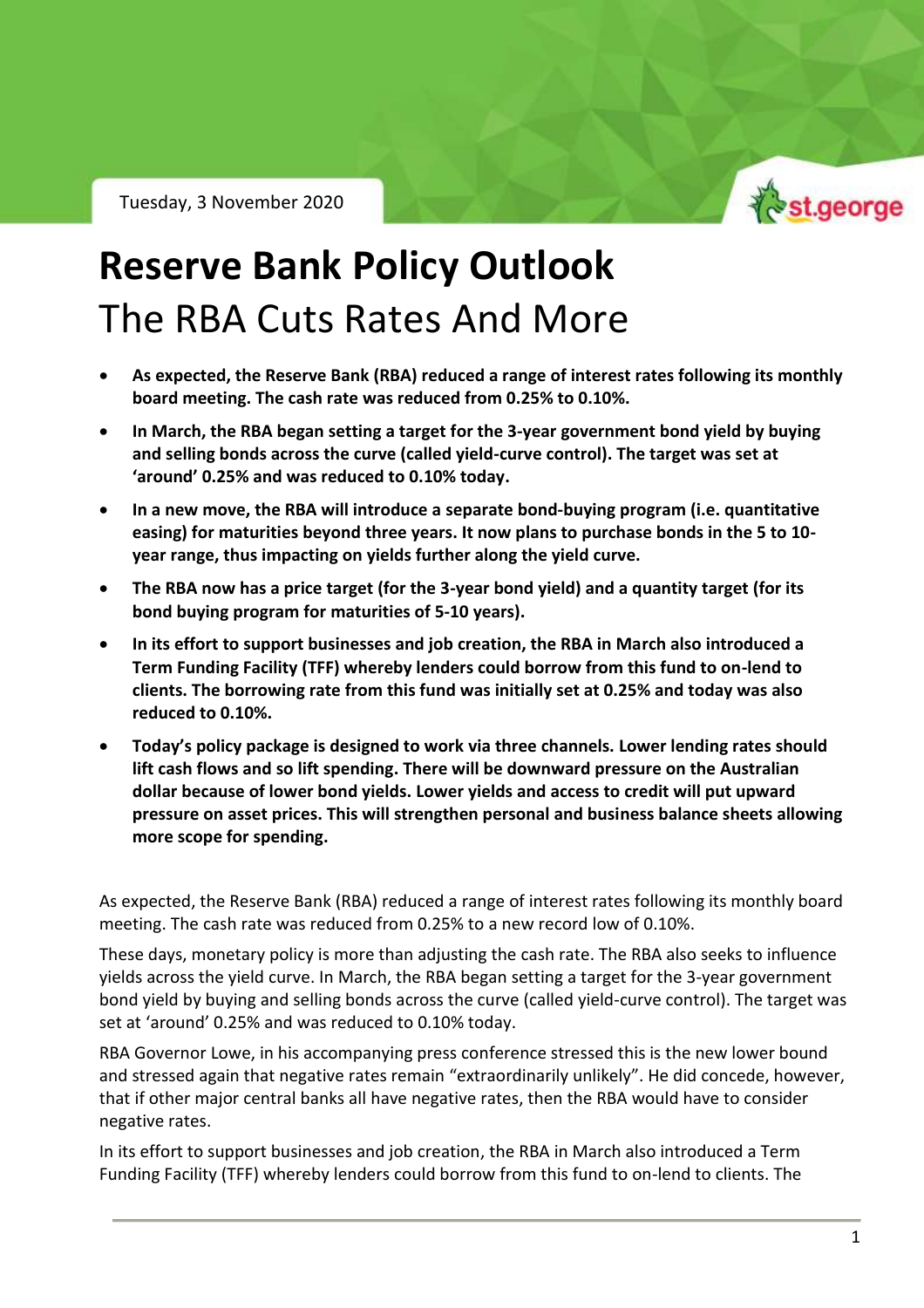Tuesday, 3 November 2020

# Reserve Bank Policy Outlook

## The RBA Cuts Rates And More

- **As expected, the Reserve Bank (RBA) reduced a range of interest rates following its monthly board meeting. The cash rate was reduced from 0.25% to 0.10%.**
- **In March, the RBA began setting a target for the 3-year government bond yield by buying and selling bonds across the curve (called yield-curve control). The target was set at 'around' 0.25% and was reduced to 0.10% today.**
- **In a new move, the RBA will introduce a separate bond-buying program (i.e. quantitative easing) for maturities beyond three years. It now plans to purchase bonds in the 5 to 10-year range, thus impacting on yields further along the yield curve.**
- **The RBA now has a price target (for the 3-year bond yield) and a quantity target (for its bond buying program for maturities of 5-10 years).**
- **In its effort to support businesses and job creation, the RBA in March also introduced a Term Funding Facility (TFF) whereby lenders could borrow from this fund to on-lend to clients. The borrowing rate from this fund was initially set at 0.25% and today was also reduced to 0.10%.**
- **Today's policy package is designed to work via three channels. Lower lending rates should lift cash flows and so lift spending. There will be downward pressure on the Australian dollar because of lower bond yields. Lower yields and access to credit will put upward pressure on asset prices. This will strengthen personal and business balance sheets allowing more scope for spending.**

As expected, the Reserve Bank (RBA) reduced a range of interest rates following its monthly board meeting. The cash rate was reduced from 0.25% to a new record low of 0.10%.

These days, monetary policy is more than adjusting the cash rate. The RBA also seeks to influence yields across the yield curve. In March, the RBA began setting a target for the 3-year government bond yield by buying and selling bonds across the curve (called yield-curve control). The target was set at 'around' 0.25% and was reduced to 0.10% today.

RBA Governor Lowe, in his accompanying press conference stressed this is the new lower bound and stressed again that negative rates remain "extraordinarily unlikely". He did concede, however, that if other major central banks all have negative rates, then the RBA would have to consider negative rates.

In its effort to support businesses and job creation, the RBA in March also introduced a Term Funding Facility (TFF) whereby lenders could borrow from this fund to on-lend to clients. The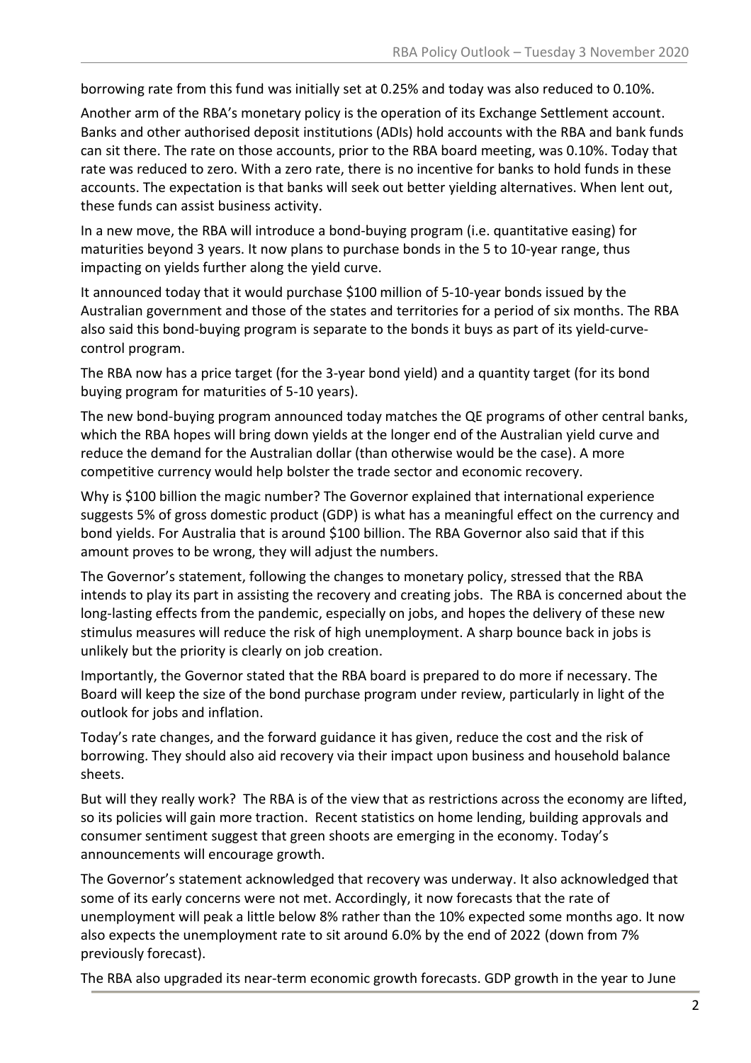borrowing rate from this fund was initially set at 0.25% and today was also reduced to 0.10%.

Another arm of the RBA's monetary policy is the operation of its Exchange Settlement account. Banks and other authorised deposit institutions (ADIs) hold accounts with the RBA and bank funds can sit there. The rate on those accounts, prior to the RBA board meeting, was 0.10%. Today that rate was reduced to zero. With a zero rate, there is no incentive for banks to hold funds in these accounts. The expectation is that banks will seek out better yielding alternatives. When lent out, these funds can assist business activity.

In a new move, the RBA will introduce a bond-buying program (i.e. quantitative easing) for maturities beyond 3 years. It now plans to purchase bonds in the 5 to 10-year range, thus impacting on yields further along the yield curve.

It announced today that it would purchase $100 million of 5-10-year bonds issued by the Australian government and those of the states and territories for a period of six months. The RBA also said this bond-buying program is separate to the bonds it buys as part of its yield-curve-control program.

The RBA now has a price target (for the 3-year bond yield) and a quantity target (for its bond buying program for maturities of 5-10 years).

The new bond-buying program announced today matches the QE programs of other central banks, which the RBA hopes will bring down yields at the longer end of the Australian yield curve and reduce the demand for the Australian dollar (than otherwise would be the case). A more competitive currency would help bolster the trade sector and economic recovery.

Why is $100 billion the magic number? The Governor explained that international experience suggests 5% of gross domestic product (GDP) is what has a meaningful effect on the currency and bond yields. For Australia that is around $100 billion. The RBA Governor also said that if this amount proves to be wrong, they will adjust the numbers.

The Governor's statement, following the changes to monetary policy, stressed that the RBA intends to play its part in assisting the recovery and creating jobs. The RBA is concerned about the long-lasting effects from the pandemic, especially on jobs, and hopes the delivery of these new stimulus measures will reduce the risk of high unemployment. A sharp bounce back in jobs is unlikely but the priority is clearly on job creation.

Importantly, the Governor stated that the RBA board is prepared to do more if necessary. The Board will keep the size of the bond purchase program under review, particularly in light of the outlook for jobs and inflation.

Today's rate changes, and the forward guidance it has given, reduce the cost and the risk of borrowing. They should also aid recovery via their impact upon business and household balance sheets.

But will they really work? The RBA is of the view that as restrictions across the economy are lifted, so its policies will gain more traction. Recent statistics on home lending, building approvals and consumer sentiment suggest that green shoots are emerging in the economy. Today's announcements will encourage growth.

The Governor's statement acknowledged that recovery was underway. It also acknowledged that some of its early concerns were not met. Accordingly, it now forecasts that the rate of unemployment will peak a little below 8% rather than the 10% expected some months ago. It now also expects the unemployment rate to sit around 6.0% by the end of 2022 (down from 7% previously forecast).

The RBA also upgraded its near-term economic growth forecasts. GDP growth in the year to June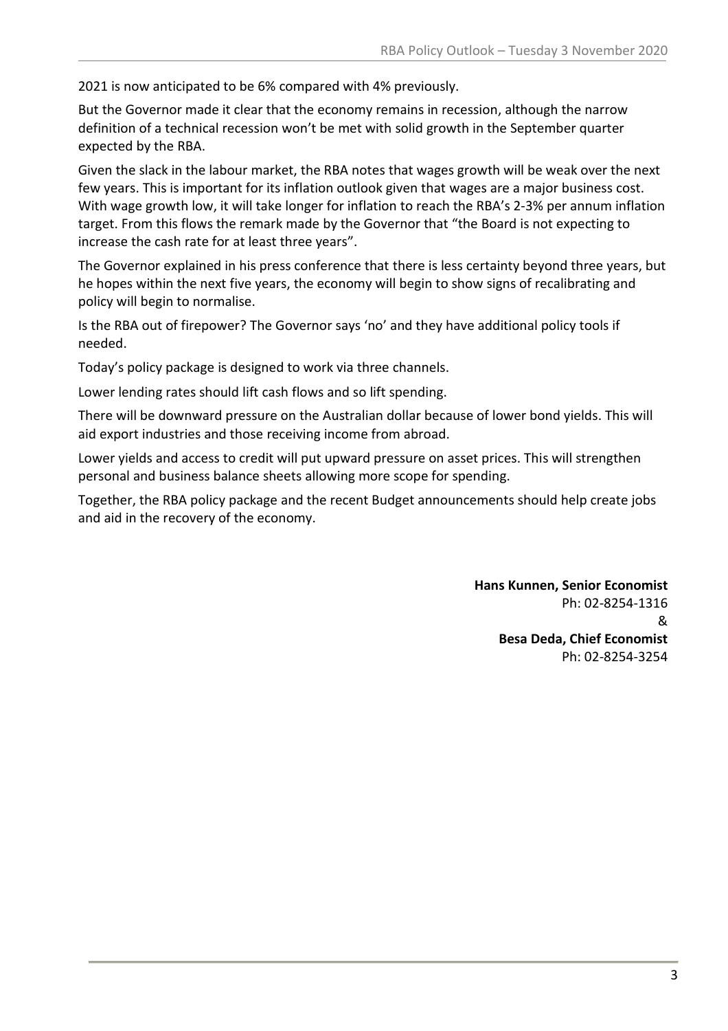2021 is now anticipated to be 6% compared with 4% previously.

But the Governor made it clear that the economy remains in recession, although the narrow definition of a technical recession won't be met with solid growth in the September quarter expected by the RBA.

Given the slack in the labour market, the RBA notes that wages growth will be weak over the next few years. This is important for its inflation outlook given that wages are a major business cost. With wage growth low, it will take longer for inflation to reach the RBA's 2-3% per annum inflation target. From this flows the remark made by the Governor that "the Board is not expecting to increase the cash rate for at least three years".

The Governor explained in his press conference that there is less certainty beyond three years, but he hopes within the next five years, the economy will begin to show signs of recalibrating and policy will begin to normalise.

Is the RBA out of firepower? The Governor says 'no' and they have additional policy tools if needed.

Today's policy package is designed to work via three channels.

Lower lending rates should lift cash flows and so lift spending.

There will be downward pressure on the Australian dollar because of lower bond yields. This will aid export industries and those receiving income from abroad.

Lower yields and access to credit will put upward pressure on asset prices. This will strengthen personal and business balance sheets allowing more scope for spending.

Together, the RBA policy package and the recent Budget announcements should help create jobs and aid in the recovery of the economy.

**Hans Kunnen, Senior Economist**
Ph: 02-8254-1316
&
**Besa Deda, Chief Economist**
Ph: 02-8254-3254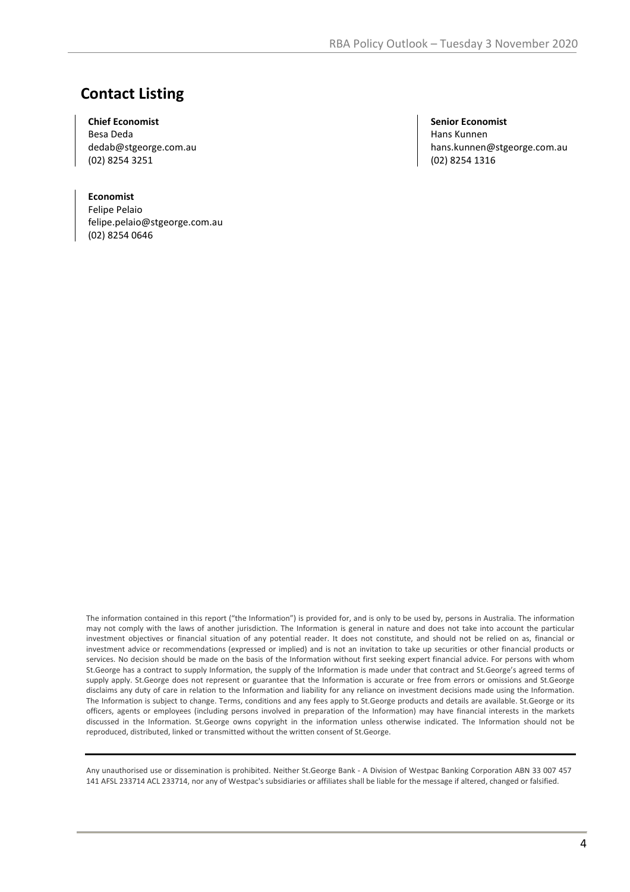## Contact Listing

**Chief Economist**
Besa Deda
dedab@stgeorge.com.au
(02) 8254 3251

**Senior Economist**
Hans Kunnen
hans.kunnen@stgeorge.com.au
(02) 8254 1316

**Economist**
Felipe Pelaio
felipe.pelaio@stgeorge.com.au
(02) 8254 0646

The information contained in this report ("the Information") is provided for, and is only to be used by, persons in Australia. The information may not comply with the laws of another jurisdiction. The Information is general in nature and does not take into account the particular investment objectives or financial situation of any potential reader. It does not constitute, and should not be relied on as, financial or investment advice or recommendations (expressed or implied) and is not an invitation to take up securities or other financial products or services. No decision should be made on the basis of the Information without first seeking expert financial advice. For persons with whom St.George has a contract to supply Information, the supply of the Information is made under that contract and St.George's agreed terms of supply apply. St.George does not represent or guarantee that the Information is accurate or free from errors or omissions and St.George disclaims any duty of care in relation to the Information and liability for any reliance on investment decisions made using the Information. The Information is subject to change. Terms, conditions and any fees apply to St.George products and details are available. St.George or its officers, agents or employees (including persons involved in preparation of the Information) may have financial interests in the markets discussed in the Information. St.George owns copyright in the information unless otherwise indicated. The Information should not be reproduced, distributed, linked or transmitted without the written consent of St.George.

Any unauthorised use or dissemination is prohibited. Neither St.George Bank - A Division of Westpac Banking Corporation ABN 33 007 457 141 AFSL 233714 ACL 233714, nor any of Westpac's subsidiaries or affiliates shall be liable for the message if altered, changed or falsified.